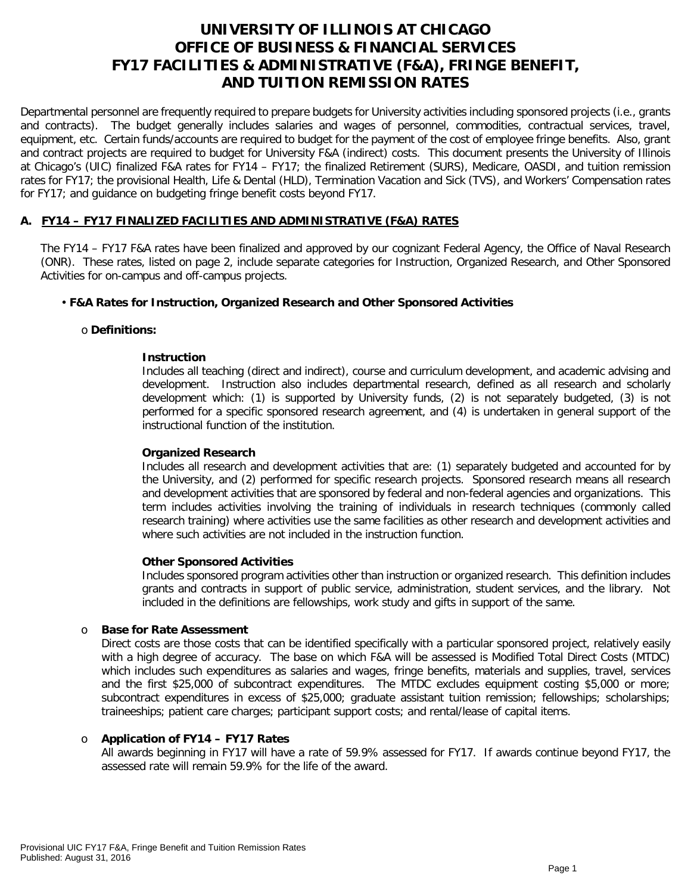# UNIVERSITY OF ILLINOIS AT CHICAGO
# OFFICE OF BUSINESS & FINANCIAL SERVICES
# FY17 FACILITIES & ADMINISTRATIVE (F&A), FRINGE BENEFIT, AND TUITION REMISSION RATES

Departmental personnel are frequently required to prepare budgets for University activities including sponsored projects (i.e., grants and contracts). The budget generally includes salaries and wages of personnel, commodities, contractual services, travel, equipment, etc. Certain funds/accounts are required to budget for the payment of the cost of employee fringe benefits. Also, grant and contract projects are required to budget for University F&A (indirect) costs. This document presents the University of Illinois at Chicago's (UIC) finalized F&A rates for FY14 – FY17; the finalized Retirement (SURS), Medicare, OASDI, and tuition remission rates for FY17; the provisional Health, Life & Dental (HLD), Termination Vacation and Sick (TVS), and Workers' Compensation rates for FY17; and guidance on budgeting fringe benefit costs beyond FY17.

## A. FY14 – FY17 FINALIZED FACILITIES AND ADMINISTRATIVE (F&A) RATES

The FY14 – FY17 F&A rates have been finalized and approved by our cognizant Federal Agency, the Office of Naval Research (ONR). These rates, listed on page 2, include separate categories for Instruction, Organized Research, and Other Sponsored Activities for on-campus and off-campus projects.

- **F&A Rates for Instruction, Organized Research and Other Sponsored Activities**

  - **Definitions:**

    **Instruction**
    Includes all teaching (direct and indirect), course and curriculum development, and academic advising and development. Instruction also includes departmental research, defined as all research and scholarly development which: (1) is supported by University funds, (2) is not separately budgeted, (3) is not performed for a specific sponsored research agreement, and (4) is undertaken in general support of the instructional function of the institution.

    **Organized Research**
    Includes all research and development activities that are: (1) separately budgeted and accounted for by the University, and (2) performed for specific research projects. Sponsored research means all research and development activities that are sponsored by federal and non-federal agencies and organizations. This term includes activities involving the training of individuals in research techniques (commonly called research training) where activities use the same facilities as other research and development activities and where such activities are not included in the instruction function.

    **Other Sponsored Activities**
    Includes sponsored program activities other than instruction or organized research. This definition includes grants and contracts in support of public service, administration, student services, and the library. Not included in the definitions are fellowships, work study and gifts in support of the same.

  - **Base for Rate Assessment**
    Direct costs are those costs that can be identified specifically with a particular sponsored project, relatively easily with a high degree of accuracy. The base on which F&A will be assessed is Modified Total Direct Costs (MTDC) which includes such expenditures as salaries and wages, fringe benefits, materials and supplies, travel, services and the first $25,000 of subcontract expenditures. The MTDC excludes equipment costing $5,000 or more; subcontract expenditures in excess of $25,000; graduate assistant tuition remission; fellowships; scholarships; traineeships; patient care charges; participant support costs; and rental/lease of capital items.

  - **Application of FY14 – FY17 Rates**
    All awards beginning in FY17 will have a rate of 59.9% assessed for FY17. If awards continue beyond FY17, the assessed rate will remain 59.9% for the life of the award.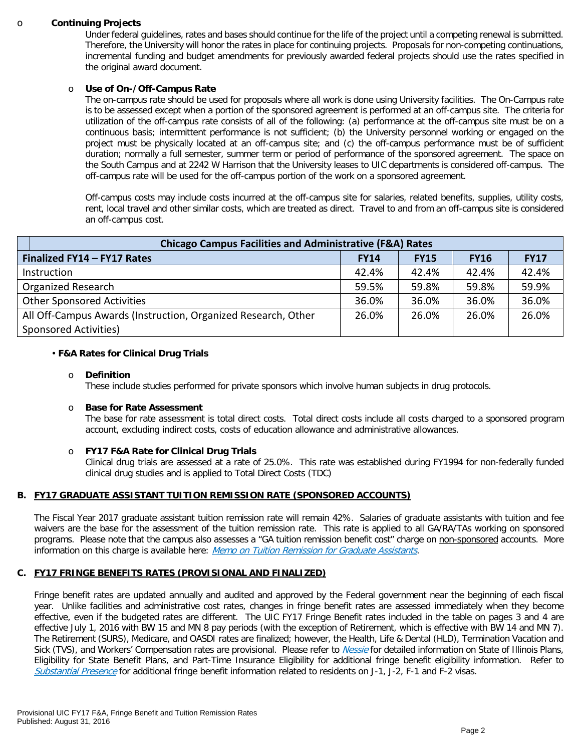- **Continuing Projects**

  Under federal guidelines, rates and bases should continue for the life of the project until a competing renewal is submitted. Therefore, the University will honor the rates in place for continuing projects. Proposals for non-competing continuations, incremental funding and budget amendments for previously awarded federal projects should use the rates specified in the original award document.

- **Use of On-/Off-Campus Rate**

  The on-campus rate should be used for proposals where all work is done using University facilities. The On-Campus rate is to be assessed except when a portion of the sponsored agreement is performed at an off-campus site. The criteria for utilization of the off-campus rate consists of all of the following: (a) performance at the off-campus site must be on a continuous basis; intermittent performance is not sufficient; (b) the University personnel working or engaged on the project must be physically located at an off-campus site; and (c) the off-campus performance must be of sufficient duration; normally a full semester, summer term or period of performance of the sponsored agreement. The space on the South Campus and at 2242 W Harrison that the University leases to UIC departments is considered off-campus. The off-campus rate will be used for the off-campus portion of the work on a sponsored agreement.

  Off-campus costs may include costs incurred at the off-campus site for salaries, related benefits, supplies, utility costs, rent, local travel and other similar costs, which are treated as direct. Travel to and from an off-campus site is considered an off-campus cost.

| Chicago Campus Facilities and Administrative (F&A) Rates | | | | |
|---|---|---|---|---|
| **Finalized FY14 – FY17 Rates** | **FY14** | **FY15** | **FY16** | **FY17** |
| Instruction | 42.4% | 42.4% | 42.4% | 42.4% |
| Organized Research | 59.5% | 59.8% | 59.8% | 59.9% |
| Other Sponsored Activities | 36.0% | 36.0% | 36.0% | 36.0% |
| All Off-Campus Awards (Instruction, Organized Research, Other Sponsored Activities) | 26.0% | 26.0% | 26.0% | 26.0% |

- **F&A Rates for Clinical Drug Trials**

  - **Definition**

    These include studies performed for private sponsors which involve human subjects in drug protocols.

  - **Base for Rate Assessment**

    The base for rate assessment is total direct costs. Total direct costs include all costs charged to a sponsored program account, excluding indirect costs, costs of education allowance and administrative allowances.

  - **FY17 F&A Rate for Clinical Drug Trials**

    Clinical drug trials are assessed at a rate of 25.0%. This rate was established during FY1994 for non-federally funded clinical drug studies and is applied to Total Direct Costs (TDC)

## B. FY17 GRADUATE ASSISTANT TUITION REMISSION RATE (SPONSORED ACCOUNTS)

The Fiscal Year 2017 graduate assistant tuition remission rate will remain 42%. Salaries of graduate assistants with tuition and fee waivers are the base for the assessment of the tuition remission rate. This rate is applied to all GA/RA/TAs working on sponsored programs. Please note that the campus also assesses a "GA tuition remission benefit cost" charge on non-sponsored accounts. More information on this charge is available here: *Memo on Tuition Remission for Graduate Assistants*.

## C. FY17 FRINGE BENEFITS RATES (PROVISIONAL AND FINALIZED)

Fringe benefit rates are updated annually and audited and approved by the Federal government near the beginning of each fiscal year. Unlike facilities and administrative cost rates, changes in fringe benefit rates are assessed immediately when they become effective, even if the budgeted rates are different. The UIC FY17 Fringe Benefit rates included in the table on pages 3 and 4 are effective July 1, 2016 with BW 15 and MN 8 pay periods (with the exception of Retirement, which is effective with BW 14 and MN 7). The Retirement (SURS), Medicare, and OASDI rates are finalized; however, the Health, Life & Dental (HLD), Termination Vacation and Sick (TVS), and Workers' Compensation rates are provisional. Please refer to *Nessie* for detailed information on State of Illinois Plans, Eligibility for State Benefit Plans, and Part-Time Insurance Eligibility for additional fringe benefit eligibility information. Refer to *Substantial Presence* for additional fringe benefit information related to residents on J-1, J-2, F-1 and F-2 visas.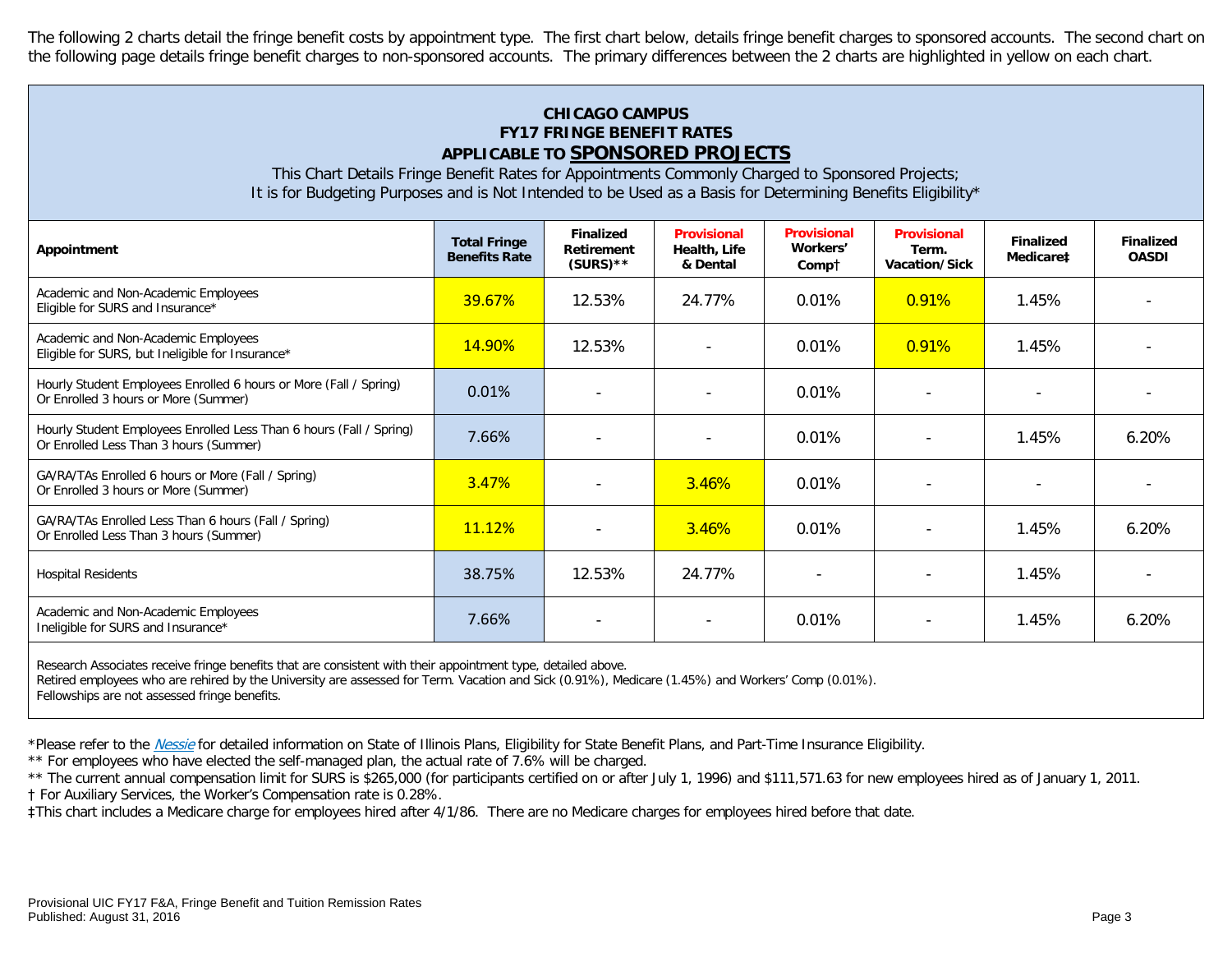The following 2 charts detail the fringe benefit costs by appointment type. The first chart below, details fringe benefit charges to sponsored accounts. The second chart on the following page details fringe benefit charges to non-sponsored accounts. The primary differences between the 2 charts are highlighted in yellow on each chart.

**CHICAGO CAMPUS**
**FY17 FRINGE BENEFIT RATES**
**APPLICABLE TO SPONSORED PROJECTS**

This Chart Details Fringe Benefit Rates for Appointments Commonly Charged to Sponsored Projects;
It is for Budgeting Purposes and is Not Intended to be Used as a Basis for Determining Benefits Eligibility*

| Appointment | Total Fringe Benefits Rate | Finalized Retirement (SURS)** | Provisional Health, Life & Dental | Provisional Workers' Comp† | Provisional Term. Vacation/Sick | Finalized Medicare‡ | Finalized OASDI |
|---|---|---|---|---|---|---|---|
| Academic and Non-Academic Employees Eligible for SURS and Insurance* | 39.67% | 12.53% | 24.77% | 0.01% | 0.91% | 1.45% | - |
| Academic and Non-Academic Employees Eligible for SURS, but Ineligible for Insurance* | 14.90% | 12.53% | - | 0.01% | 0.91% | 1.45% | - |
| Hourly Student Employees Enrolled 6 hours or More (Fall / Spring) Or Enrolled 3 hours or More (Summer) | 0.01% | - | - | 0.01% | - | - | - |
| Hourly Student Employees Enrolled Less Than 6 hours (Fall / Spring) Or Enrolled Less Than 3 hours (Summer) | 7.66% | - | - | 0.01% | - | 1.45% | 6.20% |
| GA/RA/TAs Enrolled 6 hours or More (Fall / Spring) Or Enrolled 3 hours or More (Summer) | 3.47% | - | 3.46% | 0.01% | - | - | - |
| GA/RA/TAs Enrolled Less Than 6 hours (Fall / Spring) Or Enrolled Less Than 3 hours (Summer) | 11.12% | - | 3.46% | 0.01% | - | 1.45% | 6.20% |
| Hospital Residents | 38.75% | 12.53% | 24.77% | - | - | 1.45% | - |
| Academic and Non-Academic Employees Ineligible for SURS and Insurance* | 7.66% | - | - | 0.01% | - | 1.45% | 6.20% |

Research Associates receive fringe benefits that are consistent with their appointment type, detailed above.
Retired employees who are rehired by the University are assessed for Term. Vacation and Sick (0.91%), Medicare (1.45%) and Workers' Comp (0.01%).
Fellowships are not assessed fringe benefits.

*Please refer to the *Nessie* for detailed information on State of Illinois Plans, Eligibility for State Benefit Plans, and Part-Time Insurance Eligibility.

** For employees who have elected the self-managed plan, the actual rate of 7.6% will be charged.

** The current annual compensation limit for SURS is $265,000 (for participants certified on or after July 1, 1996) and $111,571.63 for new employees hired as of January 1, 2011.

† For Auxiliary Services, the Worker's Compensation rate is 0.28%.

‡This chart includes a Medicare charge for employees hired after 4/1/86. There are no Medicare charges for employees hired before that date.

Provisional UIC FY17 F&A, Fringe Benefit and Tuition Remission Rates
Published: August 31, 2016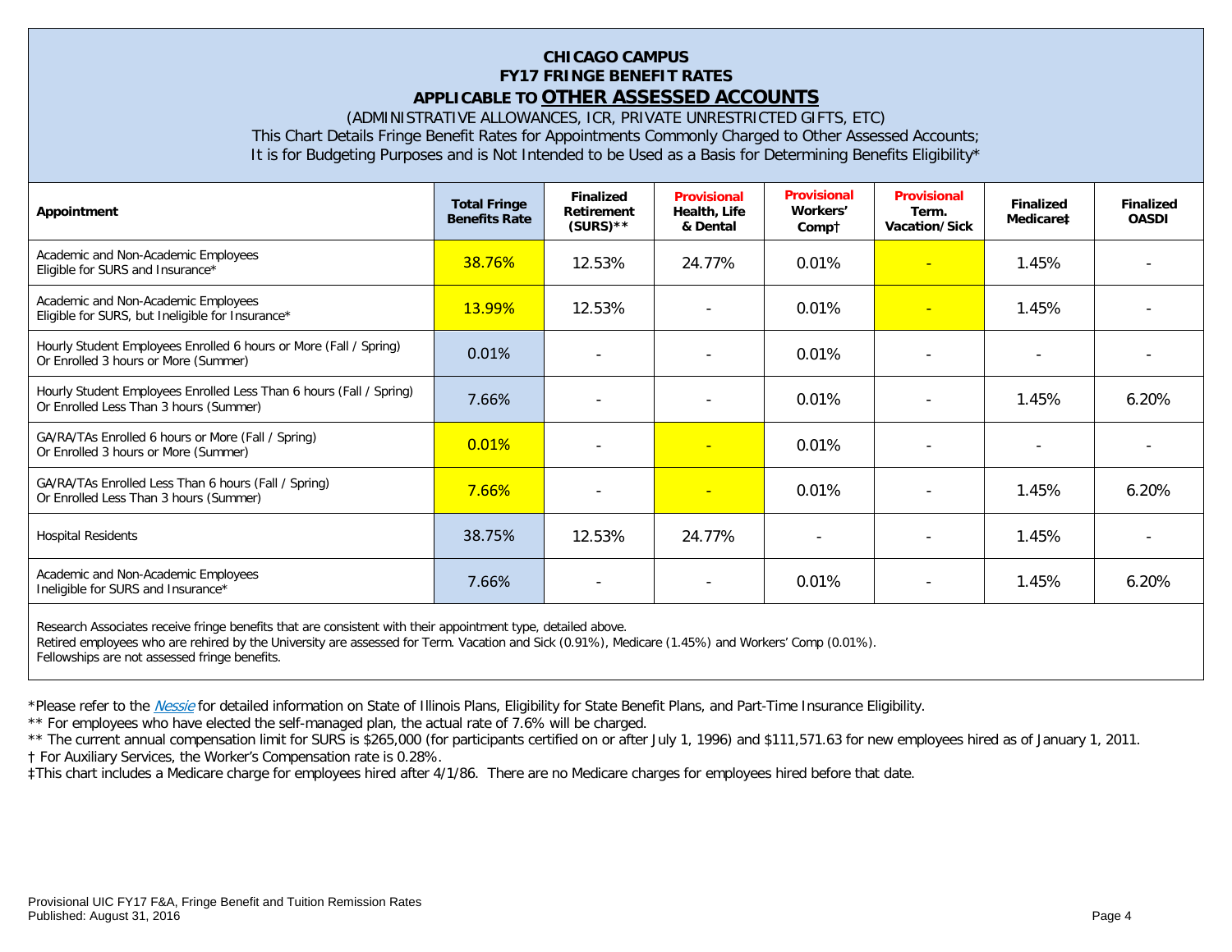**CHICAGO CAMPUS**
**FY17 FRINGE BENEFIT RATES**
**APPLICABLE TO <u>OTHER ASSESSED ACCOUNTS</u>**

(ADMINISTRATIVE ALLOWANCES, ICR, PRIVATE UNRESTRICTED GIFTS, ETC)
This Chart Details Fringe Benefit Rates for Appointments Commonly Charged to Other Assessed Accounts;
It is for Budgeting Purposes and is Not Intended to be Used as a Basis for Determining Benefits Eligibility*

| Appointment | Total Fringe Benefits Rate | Finalized Retirement (SURS)** | Provisional Health, Life & Dental | Provisional Workers' Comp† | Provisional Term. Vacation/Sick | Finalized Medicare‡ | Finalized OASDI |
|---|---|---|---|---|---|---|---|
| Academic and Non-Academic Employees Eligible for SURS and Insurance* | 38.76% | 12.53% | 24.77% | 0.01% | - | 1.45% | - |
| Academic and Non-Academic Employees Eligible for SURS, but Ineligible for Insurance* | 13.99% | 12.53% | - | 0.01% | - | 1.45% | - |
| Hourly Student Employees Enrolled 6 hours or More (Fall / Spring) Or Enrolled 3 hours or More (Summer) | 0.01% | - | - | 0.01% | - | - | - |
| Hourly Student Employees Enrolled Less Than 6 hours (Fall / Spring) Or Enrolled Less Than 3 hours (Summer) | 7.66% | - | - | 0.01% | - | 1.45% | 6.20% |
| GA/RA/TAs Enrolled 6 hours or More (Fall / Spring) Or Enrolled 3 hours or More (Summer) | 0.01% | - | - | 0.01% | - | - | - |
| GA/RA/TAs Enrolled Less Than 6 hours (Fall / Spring) Or Enrolled Less Than 3 hours (Summer) | 7.66% | - | - | 0.01% | - | 1.45% | 6.20% |
| Hospital Residents | 38.75% | 12.53% | 24.77% | - | - | 1.45% | - |
| Academic and Non-Academic Employees Ineligible for SURS and Insurance* | 7.66% | - | - | 0.01% | - | 1.45% | 6.20% |

Research Associates receive fringe benefits that are consistent with their appointment type, detailed above.
Retired employees who are rehired by the University are assessed for Term. Vacation and Sick (0.91%), Medicare (1.45%) and Workers' Comp (0.01%).
Fellowships are not assessed fringe benefits.

*Please refer to the *Nessie* for detailed information on State of Illinois Plans, Eligibility for State Benefit Plans, and Part-Time Insurance Eligibility.

** For employees who have elected the self-managed plan, the actual rate of 7.6% will be charged.

** The current annual compensation limit for SURS is $265,000 (for participants certified on or after July 1, 1996) and $111,571.63 for new employees hired as of January 1, 2011.

† For Auxiliary Services, the Worker's Compensation rate is 0.28%.

‡This chart includes a Medicare charge for employees hired after 4/1/86. There are no Medicare charges for employees hired before that date.

Provisional UIC FY17 F&A, Fringe Benefit and Tuition Remission Rates
Published: August 31, 2016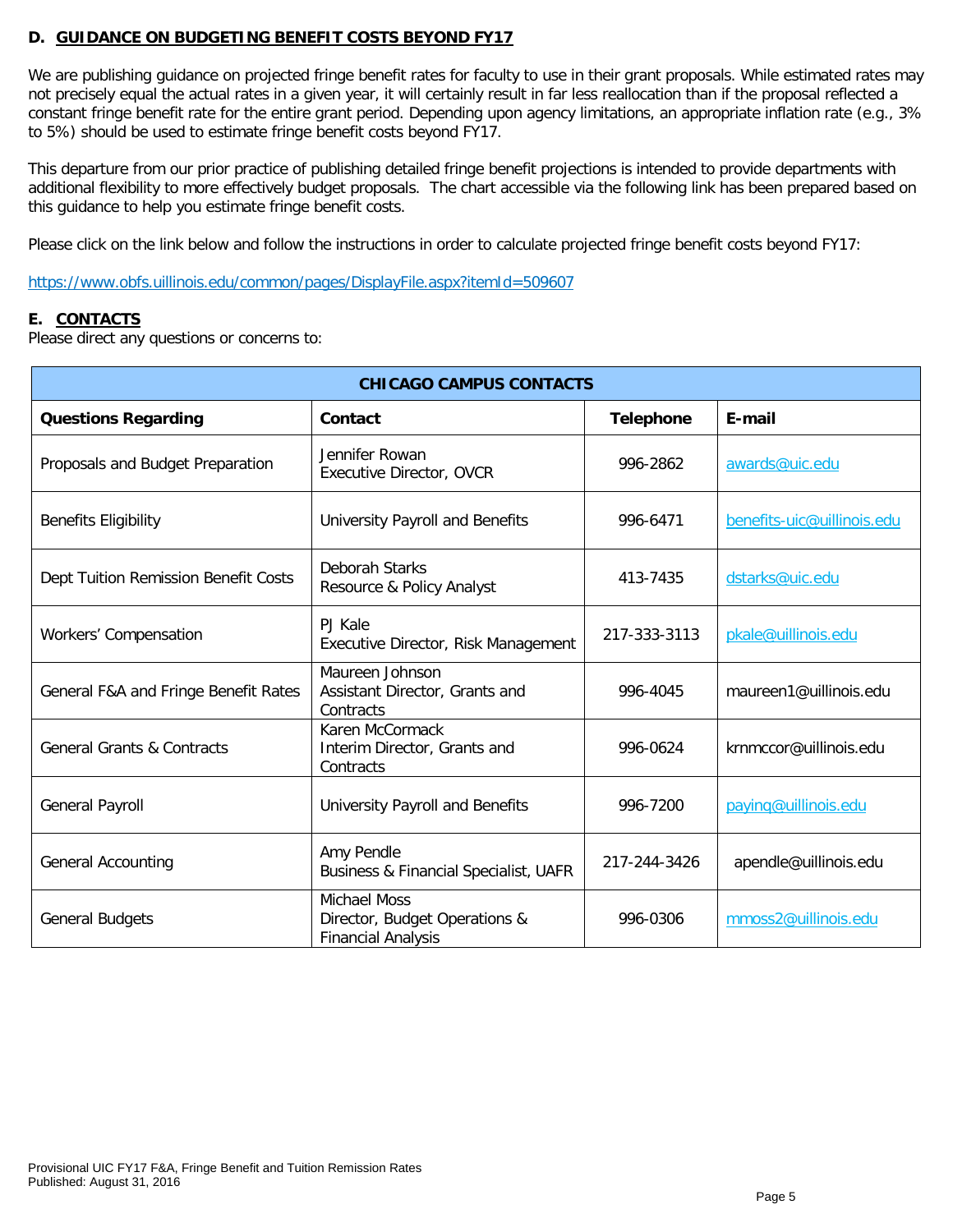## D. GUIDANCE ON BUDGETING BENEFIT COSTS BEYOND FY17

We are publishing guidance on projected fringe benefit rates for faculty to use in their grant proposals. While estimated rates may not precisely equal the actual rates in a given year, it will certainly result in far less reallocation than if the proposal reflected a constant fringe benefit rate for the entire grant period. Depending upon agency limitations, an appropriate inflation rate (e.g., 3% to 5%) should be used to estimate fringe benefit costs beyond FY17.

This departure from our prior practice of publishing detailed fringe benefit projections is intended to provide departments with additional flexibility to more effectively budget proposals. The chart accessible via the following link has been prepared based on this guidance to help you estimate fringe benefit costs.

Please click on the link below and follow the instructions in order to calculate projected fringe benefit costs beyond FY17:

https://www.obfs.uillinois.edu/common/pages/DisplayFile.aspx?itemId=509607

## E. CONTACTS

Please direct any questions or concerns to:

| CHICAGO CAMPUS CONTACTS | | | |
|---|---|---|---|
| **Questions Regarding** | **Contact** | **Telephone** | **E-mail** |
| Proposals and Budget Preparation | Jennifer Rowan<br>Executive Director, OVCR | 996-2862 | awards@uic.edu |
| Benefits Eligibility | University Payroll and Benefits | 996-6471 | benefits-uic@uillinois.edu |
| Dept Tuition Remission Benefit Costs | Deborah Starks<br>Resource & Policy Analyst | 413-7435 | dstarks@uic.edu |
| Workers' Compensation | PJ Kale<br>Executive Director, Risk Management | 217-333-3113 | pkale@uillinois.edu |
| General F&A and Fringe Benefit Rates | Maureen Johnson<br>Assistant Director, Grants and Contracts | 996-4045 | maureen1@uillinois.edu |
| General Grants & Contracts | Karen McCormack<br>Interim Director, Grants and Contracts | 996-0624 | krnmccor@uillinois.edu |
| General Payroll | University Payroll and Benefits | 996-7200 | payinq@uillinois.edu |
| General Accounting | Amy Pendle<br>Business & Financial Specialist, UAFR | 217-244-3426 | apendle@uillinois.edu |
| General Budgets | Michael Moss<br>Director, Budget Operations & Financial Analysis | 996-0306 | mmoss2@uillinois.edu |